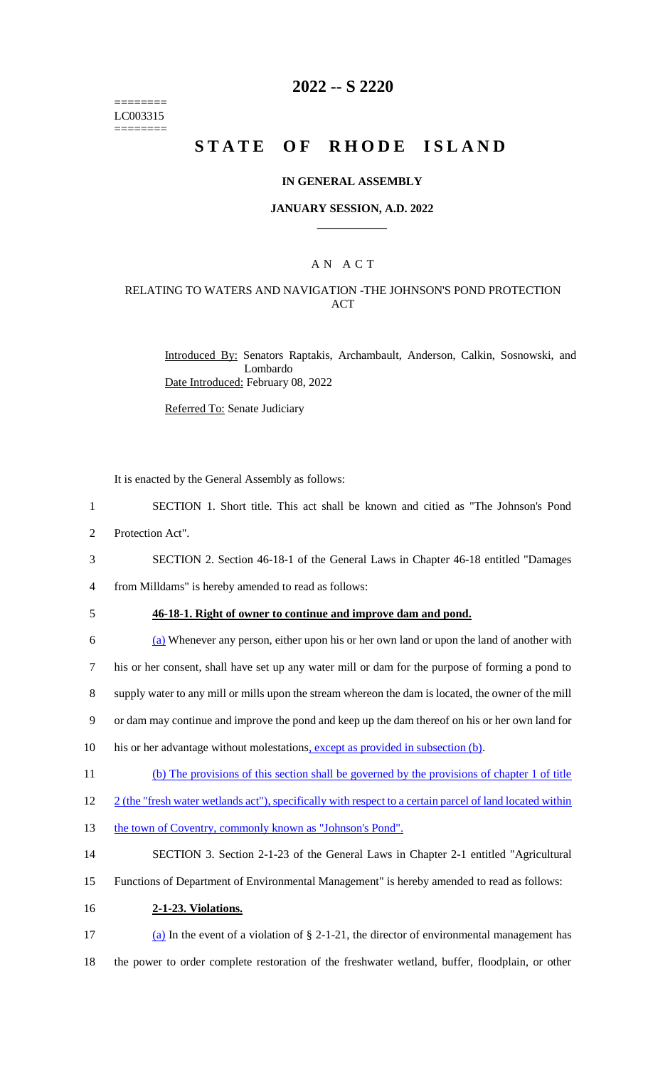========
LC003315
========

# 2022 -- S 2220

# STATE OF RHODE ISLAND

## IN GENERAL ASSEMBLY

### JANUARY SESSION, A.D. 2022

____________

### A N A C T

#### RELATING TO WATERS AND NAVIGATION -THE JOHNSON'S POND PROTECTION ACT

Introduced By: Senators Raptakis, Archambault, Anderson, Calkin, Sosnowski, and Lombardo

Date Introduced: February 08, 2022

Referred To: Senate Judiciary

It is enacted by the General Assembly as follows:

1 SECTION 1. Short title. This act shall be known and citied as "The Johnson's Pond
2 Protection Act".

3 SECTION 2. Section 46-18-1 of the General Laws in Chapter 46-18 entitled "Damages
4 from Milldams" is hereby amended to read as follows:

5 **46-18-1. Right of owner to continue and improve dam and pond.**

6 (a) Whenever any person, either upon his or her own land or upon the land of another with
7 his or her consent, shall have set up any water mill or dam for the purpose of forming a pond to
8 supply water to any mill or mills upon the stream whereon the dam is located, the owner of the mill
9 or dam may continue and improve the pond and keep up the dam thereof on his or her own land for
10 his or her advantage without molestations, except as provided in subsection (b).

11 (b) The provisions of this section shall be governed by the provisions of chapter 1 of title
12 2 (the "fresh water wetlands act"), specifically with respect to a certain parcel of land located within
13 the town of Coventry, commonly known as "Johnson's Pond".

14 SECTION 3. Section 2-1-23 of the General Laws in Chapter 2-1 entitled "Agricultural
15 Functions of Department of Environmental Management" is hereby amended to read as follows:

16 **2-1-23. Violations.**

17 (a) In the event of a violation of § 2-1-21, the director of environmental management has
18 the power to order complete restoration of the freshwater wetland, buffer, floodplain, or other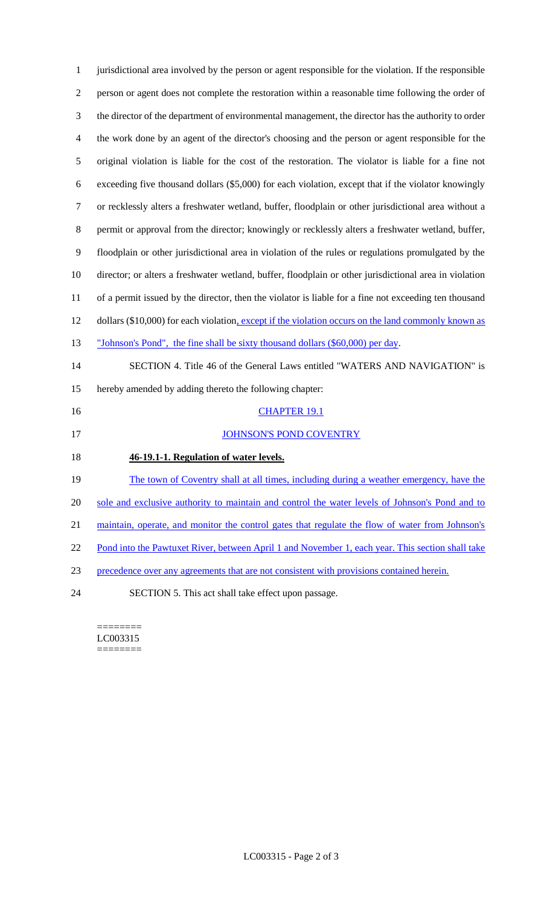jurisdictional area involved by the person or agent responsible for the violation. If the responsible person or agent does not complete the restoration within a reasonable time following the order of the director of the department of environmental management, the director has the authority to order the work done by an agent of the director's choosing and the person or agent responsible for the original violation is liable for the cost of the restoration. The violator is liable for a fine not exceeding five thousand dollars ($5,000) for each violation, except that if the violator knowingly or recklessly alters a freshwater wetland, buffer, floodplain or other jurisdictional area without a permit or approval from the director; knowingly or recklessly alters a freshwater wetland, buffer, floodplain or other jurisdictional area in violation of the rules or regulations promulgated by the director; or alters a freshwater wetland, buffer, floodplain or other jurisdictional area in violation of a permit issued by the director, then the violator is liable for a fine not exceeding ten thousand dollars ($10,000) for each violation, except if the violation occurs on the land commonly known as "Johnson's Pond", the fine shall be sixty thousand dollars ($60,000) per day.

SECTION 4. Title 46 of the General Laws entitled "WATERS AND NAVIGATION" is hereby amended by adding thereto the following chapter:

CHAPTER 19.1

JOHNSON'S POND COVENTRY

**46-19.1-1. Regulation of water levels.**

The town of Coventry shall at all times, including during a weather emergency, have the sole and exclusive authority to maintain and control the water levels of Johnson's Pond and to maintain, operate, and monitor the control gates that regulate the flow of water from Johnson's Pond into the Pawtuxet River, between April 1 and November 1, each year. This section shall take precedence over any agreements that are not consistent with provisions contained herein.

SECTION 5. This act shall take effect upon passage.

========
LC003315
========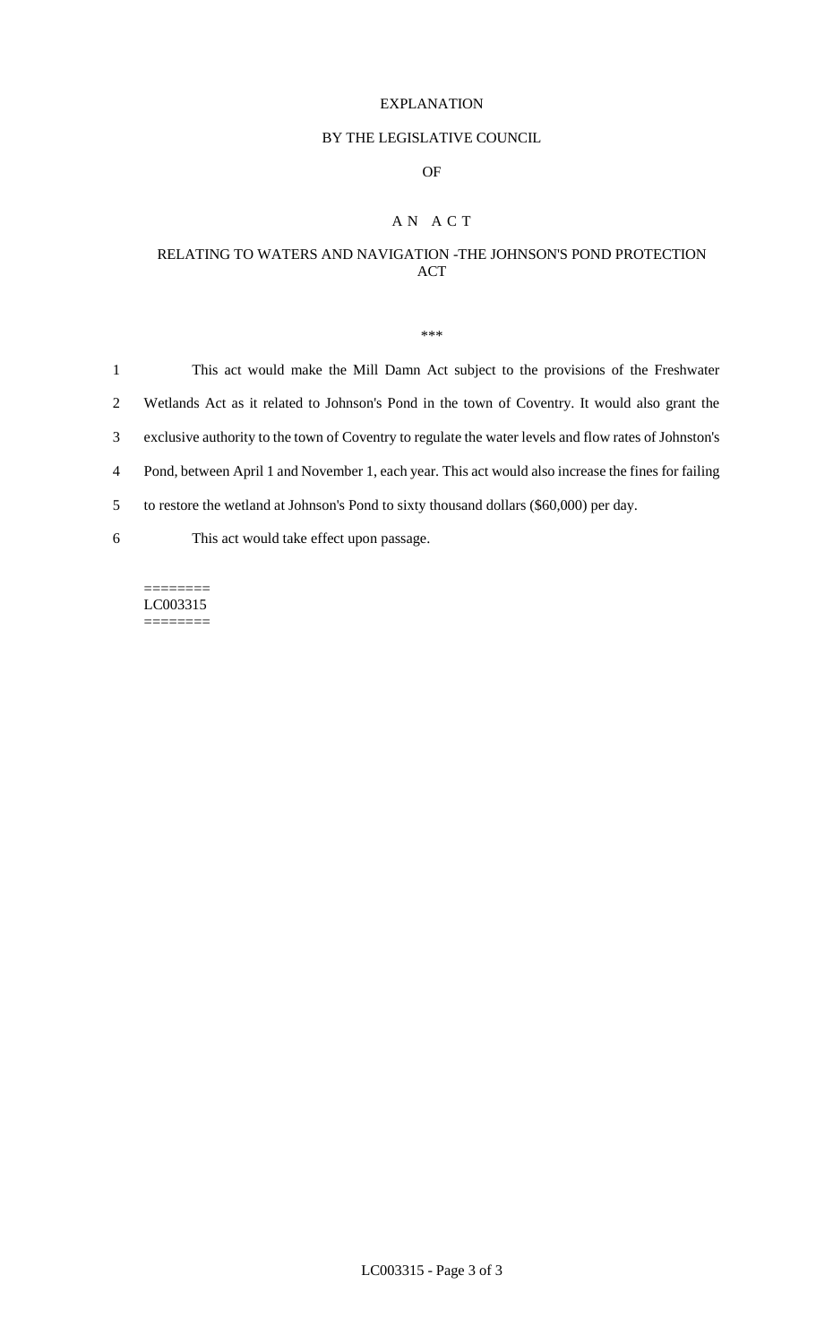EXPLANATION

BY THE LEGISLATIVE COUNCIL

OF

A N A C T

RELATING TO WATERS AND NAVIGATION -THE JOHNSON'S POND PROTECTION ACT

\*\*\*

This act would make the Mill Damn Act subject to the provisions of the Freshwater Wetlands Act as it related to Johnson's Pond in the town of Coventry. It would also grant the exclusive authority to the town of Coventry to regulate the water levels and flow rates of Johnston's Pond, between April 1 and November 1, each year. This act would also increase the fines for failing to restore the wetland at Johnson's Pond to sixty thousand dollars ($60,000) per day.

This act would take effect upon passage.

========
LC003315
========